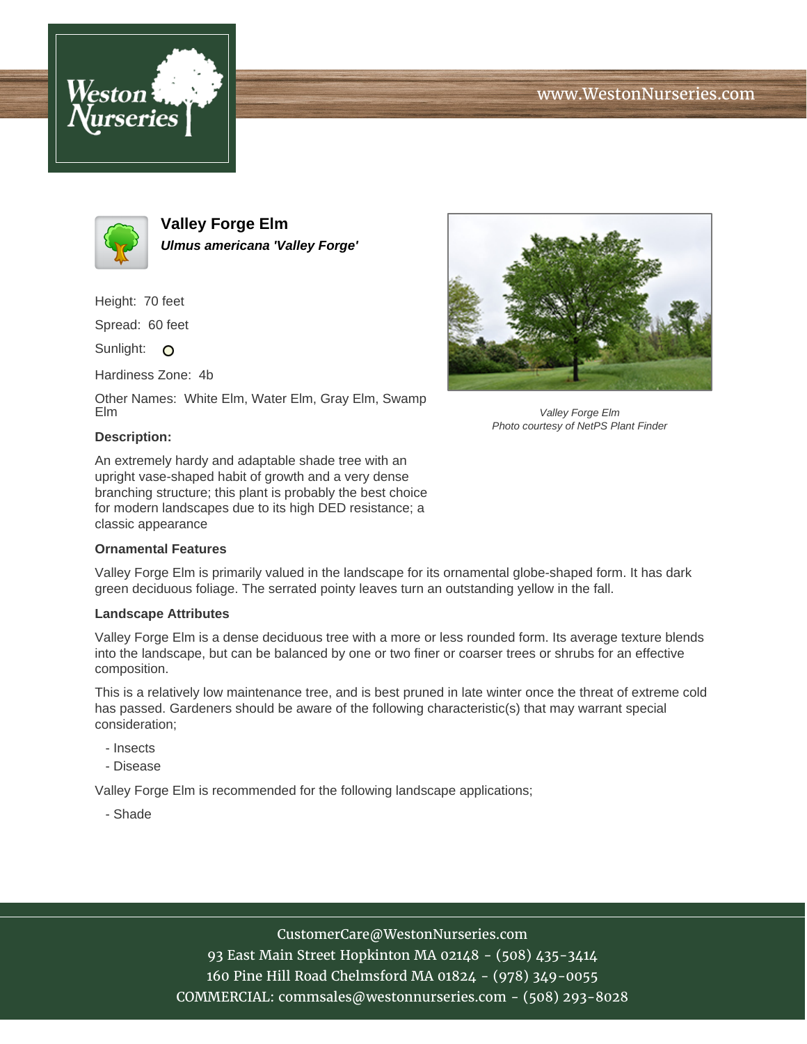# Valley Forge Elm

***Ulmus americana 'Valley Forge'***

Height: 70 feet

Spread: 60 feet

Sunlight: ○

Hardiness Zone: 4b

Other Names: White Elm, Water Elm, Gray Elm, Swamp Elm

*Valley Forge Elm*
*Photo courtesy of NetPS Plant Finder*

### Description:

An extremely hardy and adaptable shade tree with an upright vase-shaped habit of growth and a very dense branching structure; this plant is probably the best choice for modern landscapes due to its high DED resistance; a classic appearance

### Ornamental Features

Valley Forge Elm is primarily valued in the landscape for its ornamental globe-shaped form. It has dark green deciduous foliage. The serrated pointy leaves turn an outstanding yellow in the fall.

### Landscape Attributes

Valley Forge Elm is a dense deciduous tree with a more or less rounded form. Its average texture blends into the landscape, but can be balanced by one or two finer or coarser trees or shrubs for an effective composition.

This is a relatively low maintenance tree, and is best pruned in late winter once the threat of extreme cold has passed. Gardeners should be aware of the following characteristic(s) that may warrant special consideration;

- Insects
- Disease

Valley Forge Elm is recommended for the following landscape applications;

- Shade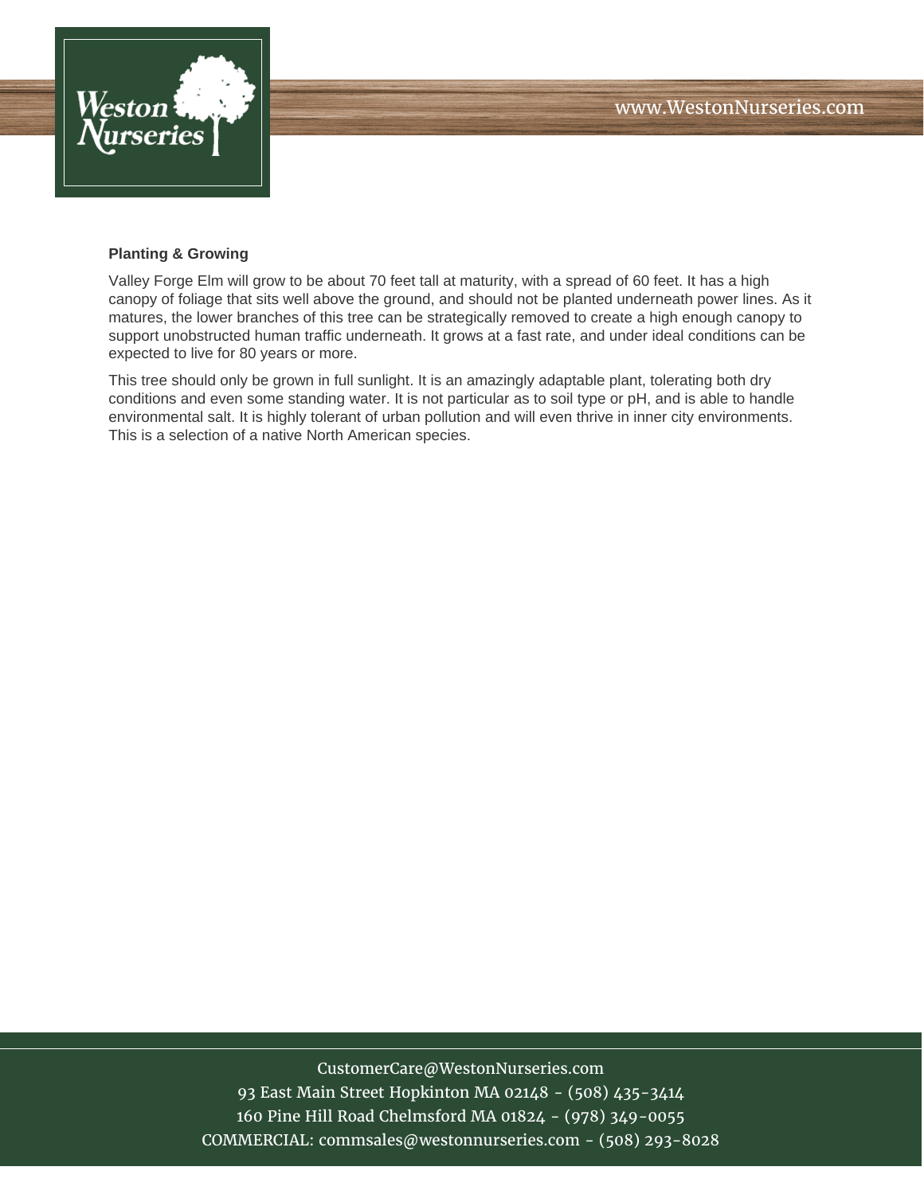### Planting & Growing

Valley Forge Elm will grow to be about 70 feet tall at maturity, with a spread of 60 feet. It has a high canopy of foliage that sits well above the ground, and should not be planted underneath power lines. As it matures, the lower branches of this tree can be strategically removed to create a high enough canopy to support unobstructed human traffic underneath. It grows at a fast rate, and under ideal conditions can be expected to live for 80 years or more.

This tree should only be grown in full sunlight. It is an amazingly adaptable plant, tolerating both dry conditions and even some standing water. It is not particular as to soil type or pH, and is able to handle environmental salt. It is highly tolerant of urban pollution and will even thrive in inner city environments. This is a selection of a native North American species.